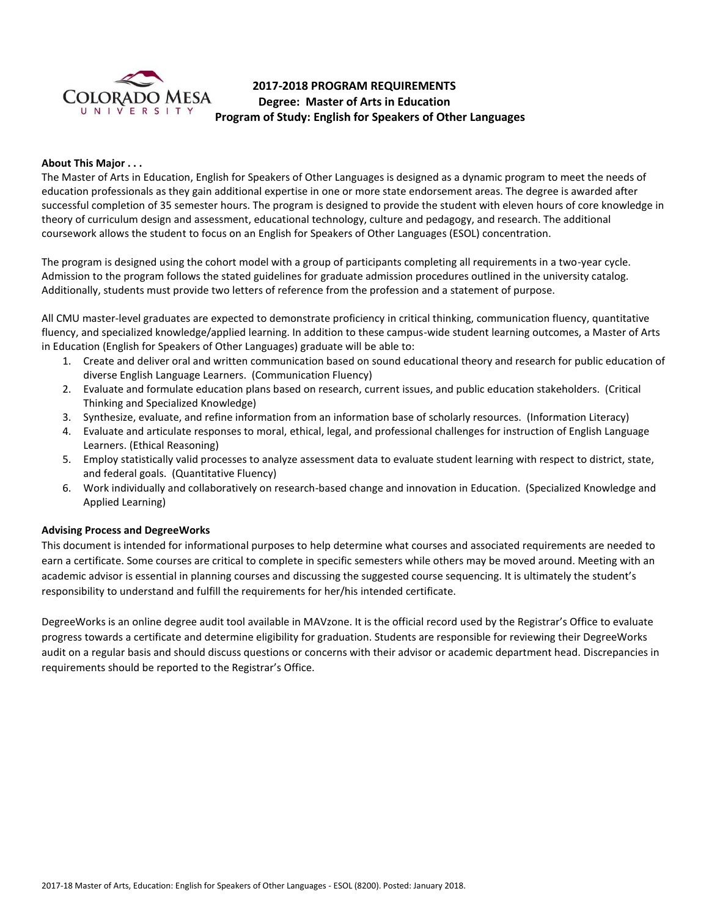# 2017-2018 PROGRAM REQUIREMENTS
## Degree: Master of Arts in Education
## Program of Study: English for Speakers of Other Languages

**About This Major . . .**

The Master of Arts in Education, English for Speakers of Other Languages is designed as a dynamic program to meet the needs of education professionals as they gain additional expertise in one or more state endorsement areas. The degree is awarded after successful completion of 35 semester hours. The program is designed to provide the student with eleven hours of core knowledge in theory of curriculum design and assessment, educational technology, culture and pedagogy, and research. The additional coursework allows the student to focus on an English for Speakers of Other Languages (ESOL) concentration.

The program is designed using the cohort model with a group of participants completing all requirements in a two-year cycle. Admission to the program follows the stated guidelines for graduate admission procedures outlined in the university catalog. Additionally, students must provide two letters of reference from the profession and a statement of purpose.

All CMU master-level graduates are expected to demonstrate proficiency in critical thinking, communication fluency, quantitative fluency, and specialized knowledge/applied learning. In addition to these campus-wide student learning outcomes, a Master of Arts in Education (English for Speakers of Other Languages) graduate will be able to:

1. Create and deliver oral and written communication based on sound educational theory and research for public education of diverse English Language Learners. (Communication Fluency)
2. Evaluate and formulate education plans based on research, current issues, and public education stakeholders. (Critical Thinking and Specialized Knowledge)
3. Synthesize, evaluate, and refine information from an information base of scholarly resources. (Information Literacy)
4. Evaluate and articulate responses to moral, ethical, legal, and professional challenges for instruction of English Language Learners. (Ethical Reasoning)
5. Employ statistically valid processes to analyze assessment data to evaluate student learning with respect to district, state, and federal goals. (Quantitative Fluency)
6. Work individually and collaboratively on research-based change and innovation in Education. (Specialized Knowledge and Applied Learning)

**Advising Process and DegreeWorks**

This document is intended for informational purposes to help determine what courses and associated requirements are needed to earn a certificate. Some courses are critical to complete in specific semesters while others may be moved around. Meeting with an academic advisor is essential in planning courses and discussing the suggested course sequencing. It is ultimately the student's responsibility to understand and fulfill the requirements for her/his intended certificate.

DegreeWorks is an online degree audit tool available in MAVzone. It is the official record used by the Registrar's Office to evaluate progress towards a certificate and determine eligibility for graduation. Students are responsible for reviewing their DegreeWorks audit on a regular basis and should discuss questions or concerns with their advisor or academic department head. Discrepancies in requirements should be reported to the Registrar's Office.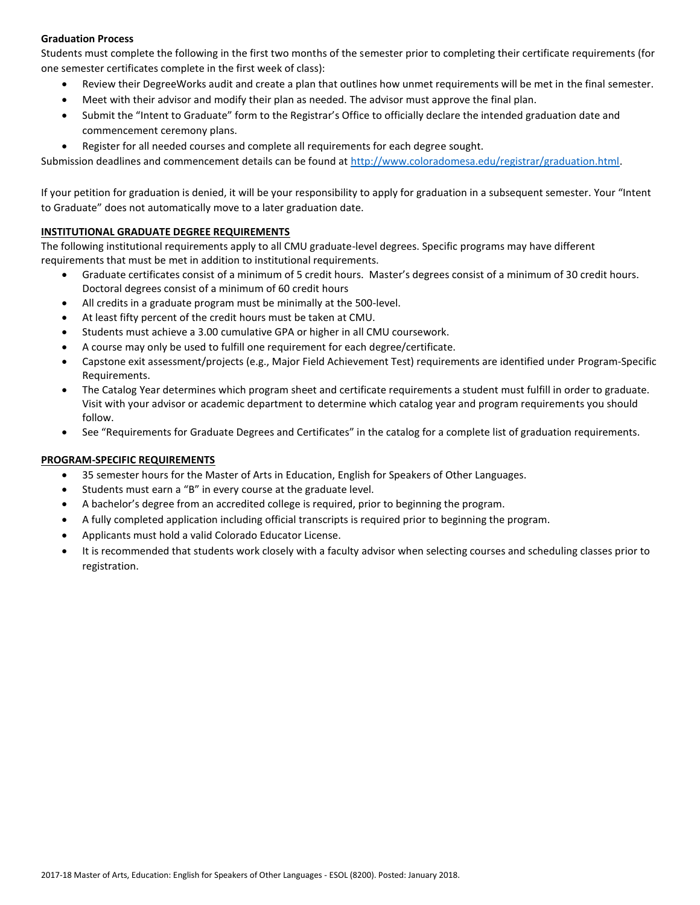**Graduation Process**

Students must complete the following in the first two months of the semester prior to completing their certificate requirements (for one semester certificates complete in the first week of class):

- Review their DegreeWorks audit and create a plan that outlines how unmet requirements will be met in the final semester.
- Meet with their advisor and modify their plan as needed. The advisor must approve the final plan.
- Submit the "Intent to Graduate" form to the Registrar's Office to officially declare the intended graduation date and commencement ceremony plans.
- Register for all needed courses and complete all requirements for each degree sought.

Submission deadlines and commencement details can be found at [http://www.coloradomesa.edu/registrar/graduation.html](http://www.coloradomesa.edu/registrar/graduation.html).

If your petition for graduation is denied, it will be your responsibility to apply for graduation in a subsequent semester. Your "Intent to Graduate" does not automatically move to a later graduation date.

**INSTITUTIONAL GRADUATE DEGREE REQUIREMENTS**

The following institutional requirements apply to all CMU graduate-level degrees. Specific programs may have different requirements that must be met in addition to institutional requirements.

- Graduate certificates consist of a minimum of 5 credit hours. Master's degrees consist of a minimum of 30 credit hours. Doctoral degrees consist of a minimum of 60 credit hours
- All credits in a graduate program must be minimally at the 500-level.
- At least fifty percent of the credit hours must be taken at CMU.
- Students must achieve a 3.00 cumulative GPA or higher in all CMU coursework.
- A course may only be used to fulfill one requirement for each degree/certificate.
- Capstone exit assessment/projects (e.g., Major Field Achievement Test) requirements are identified under Program-Specific Requirements.
- The Catalog Year determines which program sheet and certificate requirements a student must fulfill in order to graduate. Visit with your advisor or academic department to determine which catalog year and program requirements you should follow.
- See "Requirements for Graduate Degrees and Certificates" in the catalog for a complete list of graduation requirements.

**PROGRAM-SPECIFIC REQUIREMENTS**

- 35 semester hours for the Master of Arts in Education, English for Speakers of Other Languages.
- Students must earn a "B" in every course at the graduate level.
- A bachelor's degree from an accredited college is required, prior to beginning the program.
- A fully completed application including official transcripts is required prior to beginning the program.
- Applicants must hold a valid Colorado Educator License.
- It is recommended that students work closely with a faculty advisor when selecting courses and scheduling classes prior to registration.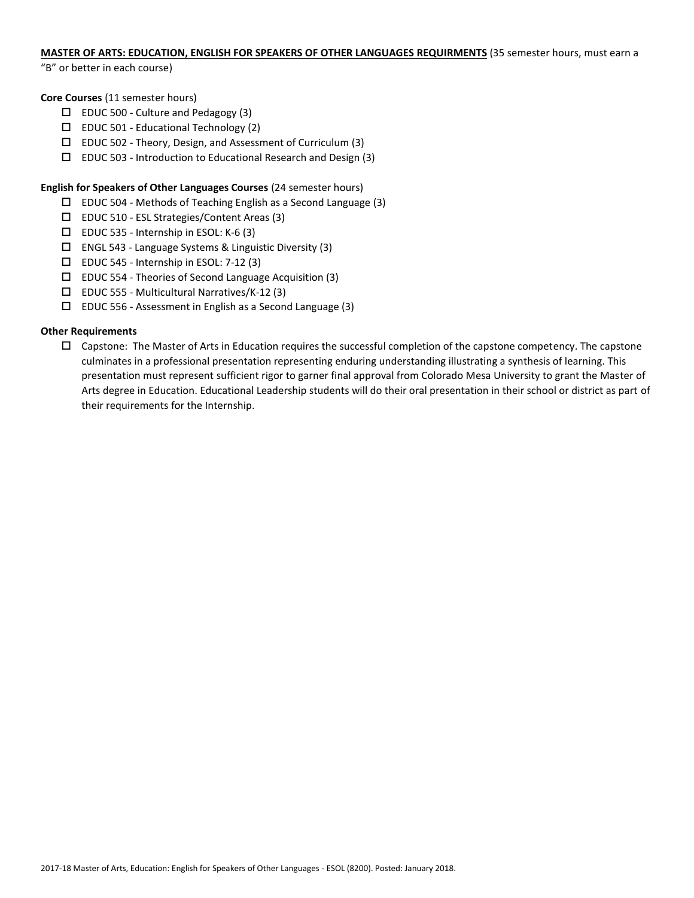**MASTER OF ARTS: EDUCATION, ENGLISH FOR SPEAKERS OF OTHER LANGUAGES REQUIRMENTS** (35 semester hours, must earn a "B" or better in each course)

**Core Courses** (11 semester hours)

- ☐ EDUC 500 - Culture and Pedagogy (3)
- ☐ EDUC 501 - Educational Technology (2)
- ☐ EDUC 502 - Theory, Design, and Assessment of Curriculum (3)
- ☐ EDUC 503 - Introduction to Educational Research and Design (3)

**English for Speakers of Other Languages Courses** (24 semester hours)

- ☐ EDUC 504 - Methods of Teaching English as a Second Language (3)
- ☐ EDUC 510 - ESL Strategies/Content Areas (3)
- ☐ EDUC 535 - Internship in ESOL: K-6 (3)
- ☐ ENGL 543 - Language Systems & Linguistic Diversity (3)
- ☐ EDUC 545 - Internship in ESOL: 7-12 (3)
- ☐ EDUC 554 - Theories of Second Language Acquisition (3)
- ☐ EDUC 555 - Multicultural Narratives/K-12 (3)
- ☐ EDUC 556 - Assessment in English as a Second Language (3)

**Other Requirements**

- ☐ Capstone: The Master of Arts in Education requires the successful completion of the capstone competency. The capstone culminates in a professional presentation representing enduring understanding illustrating a synthesis of learning. This presentation must represent sufficient rigor to garner final approval from Colorado Mesa University to grant the Master of Arts degree in Education. Educational Leadership students will do their oral presentation in their school or district as part of their requirements for the Internship.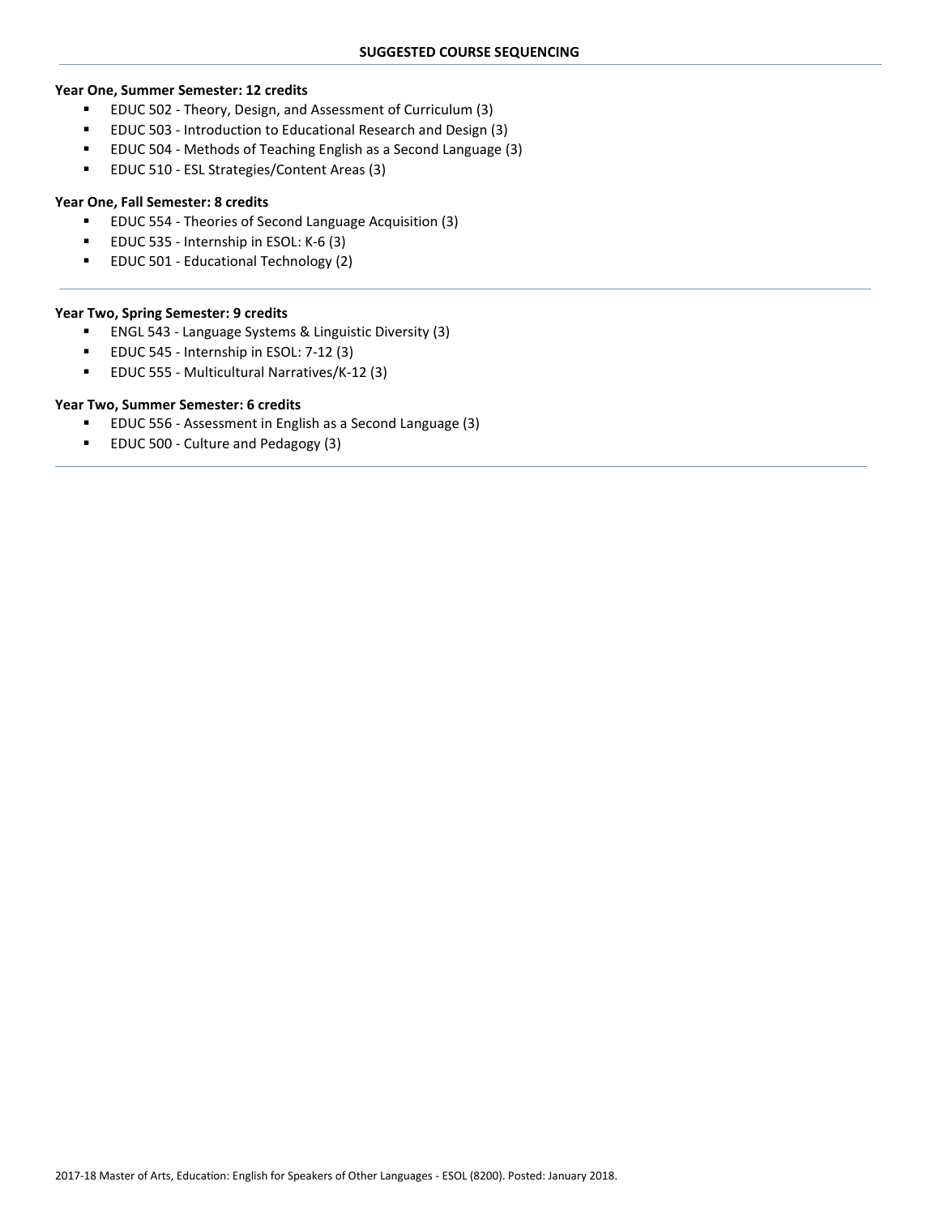## SUGGESTED COURSE SEQUENCING

**Year One, Summer Semester: 12 credits**

- EDUC 502 - Theory, Design, and Assessment of Curriculum (3)
- EDUC 503 - Introduction to Educational Research and Design (3)
- EDUC 504 - Methods of Teaching English as a Second Language (3)
- EDUC 510 - ESL Strategies/Content Areas (3)

**Year One, Fall Semester: 8 credits**

- EDUC 554 - Theories of Second Language Acquisition (3)
- EDUC 535 - Internship in ESOL: K-6 (3)
- EDUC 501 - Educational Technology (2)

**Year Two, Spring Semester: 9 credits**

- ENGL 543 - Language Systems & Linguistic Diversity (3)
- EDUC 545 - Internship in ESOL: 7-12 (3)
- EDUC 555 - Multicultural Narratives/K-12 (3)

**Year Two, Summer Semester: 6 credits**

- EDUC 556 - Assessment in English as a Second Language (3)
- EDUC 500 - Culture and Pedagogy (3)